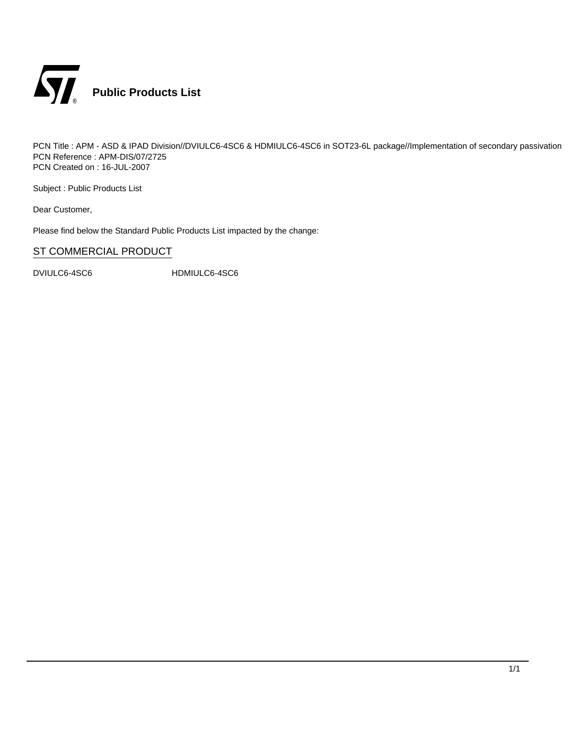# Public Products List

PCN Title : APM - ASD & IPAD Division//DVIULC6-4SC6 & HDMIULC6-4SC6 in SOT23-6L package//Implementation of secondary passivation
PCN Reference : APM-DIS/07/2725
PCN Created on : 16-JUL-2007

Subject : Public Products List

Dear Customer,

Please find below the Standard Public Products List impacted by the change:

## ST COMMERCIAL PRODUCT

DVIULC6-4SC6 HDMIULC6-4SC6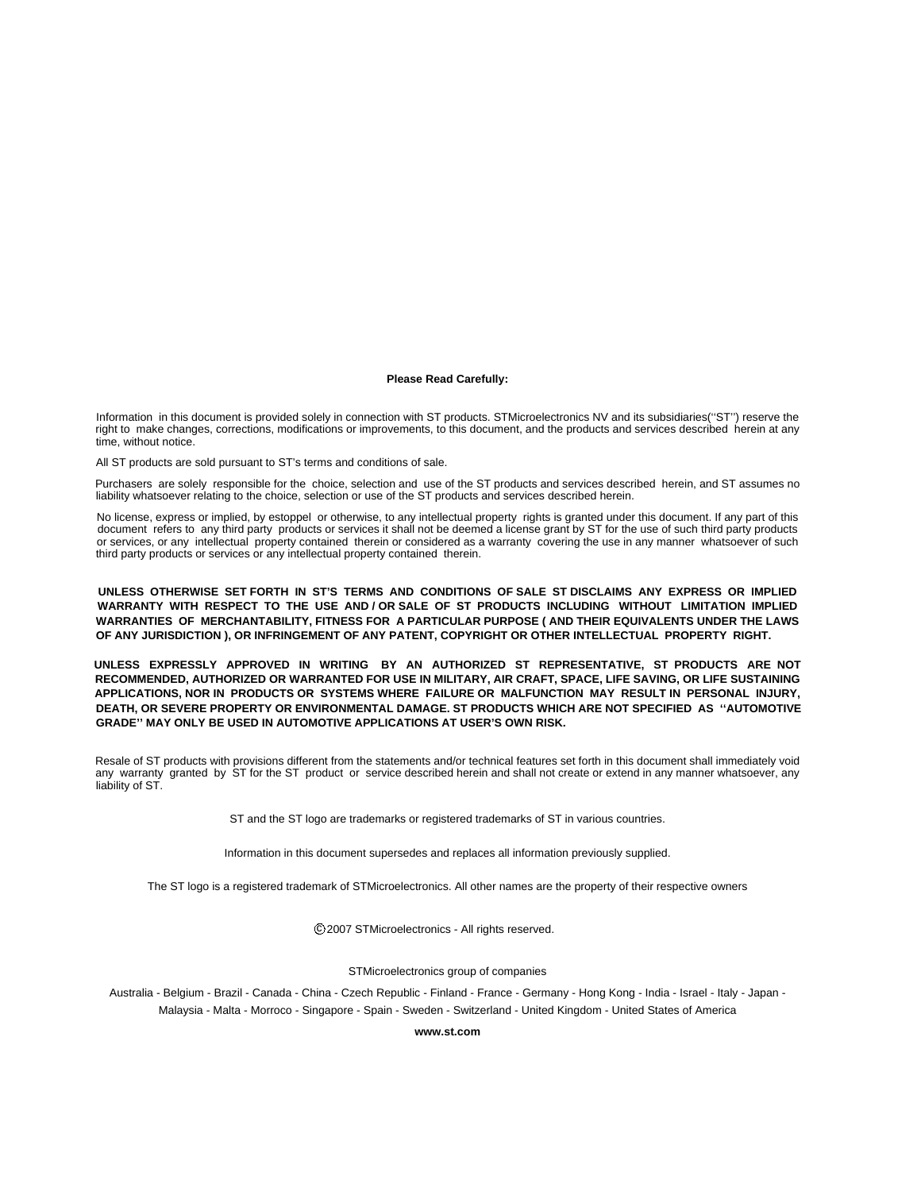**Please Read Carefully:**

Information in this document is provided solely in connection with ST products. STMicroelectronics NV and its subsidiaries(''ST'') reserve the right to make changes, corrections, modifications or improvements, to this document, and the products and services described herein at any time, without notice.

All ST products are sold pursuant to ST's terms and conditions of sale.

Purchasers are solely responsible for the choice, selection and use of the ST products and services described herein, and ST assumes no liability whatsoever relating to the choice, selection or use of the ST products and services described herein.

No license, express or implied, by estoppel or otherwise, to any intellectual property rights is granted under this document. If any part of this document refers to any third party products or services it shall not be deemed a license grant by ST for the use of such third party products or services, or any intellectual property contained therein or considered as a warranty covering the use in any manner whatsoever of such third party products or services or any intellectual property contained therein.

**UNLESS OTHERWISE SET FORTH IN ST'S TERMS AND CONDITIONS OF SALE ST DISCLAIMS ANY EXPRESS OR IMPLIED WARRANTY WITH RESPECT TO THE USE AND / OR SALE OF ST PRODUCTS INCLUDING WITHOUT LIMITATION IMPLIED WARRANTIES OF MERCHANTABILITY, FITNESS FOR A PARTICULAR PURPOSE ( AND THEIR EQUIVALENTS UNDER THE LAWS OF ANY JURISDICTION ), OR INFRINGEMENT OF ANY PATENT, COPYRIGHT OR OTHER INTELLECTUAL PROPERTY RIGHT.**

**UNLESS EXPRESSLY APPROVED IN WRITING BY AN AUTHORIZED ST REPRESENTATIVE, ST PRODUCTS ARE NOT RECOMMENDED, AUTHORIZED OR WARRANTED FOR USE IN MILITARY, AIR CRAFT, SPACE, LIFE SAVING, OR LIFE SUSTAINING APPLICATIONS, NOR IN PRODUCTS OR SYSTEMS WHERE FAILURE OR MALFUNCTION MAY RESULT IN PERSONAL INJURY, DEATH, OR SEVERE PROPERTY OR ENVIRONMENTAL DAMAGE. ST PRODUCTS WHICH ARE NOT SPECIFIED AS ''AUTOMOTIVE GRADE'' MAY ONLY BE USED IN AUTOMOTIVE APPLICATIONS AT USER'S OWN RISK.**

Resale of ST products with provisions different from the statements and/or technical features set forth in this document shall immediately void any warranty granted by ST for the ST product or service described herein and shall not create or extend in any manner whatsoever, any liability of ST.

ST and the ST logo are trademarks or registered trademarks of ST in various countries.

Information in this document supersedes and replaces all information previously supplied.

The ST logo is a registered trademark of STMicroelectronics. All other names are the property of their respective owners

© 2007 STMicroelectronics - All rights reserved.

STMicroelectronics group of companies

Australia - Belgium - Brazil - Canada - China - Czech Republic - Finland - France - Germany - Hong Kong - India - Israel - Italy - Japan - Malaysia - Malta - Morroco - Singapore - Spain - Sweden - Switzerland - United Kingdom - United States of America

**www.st.com**